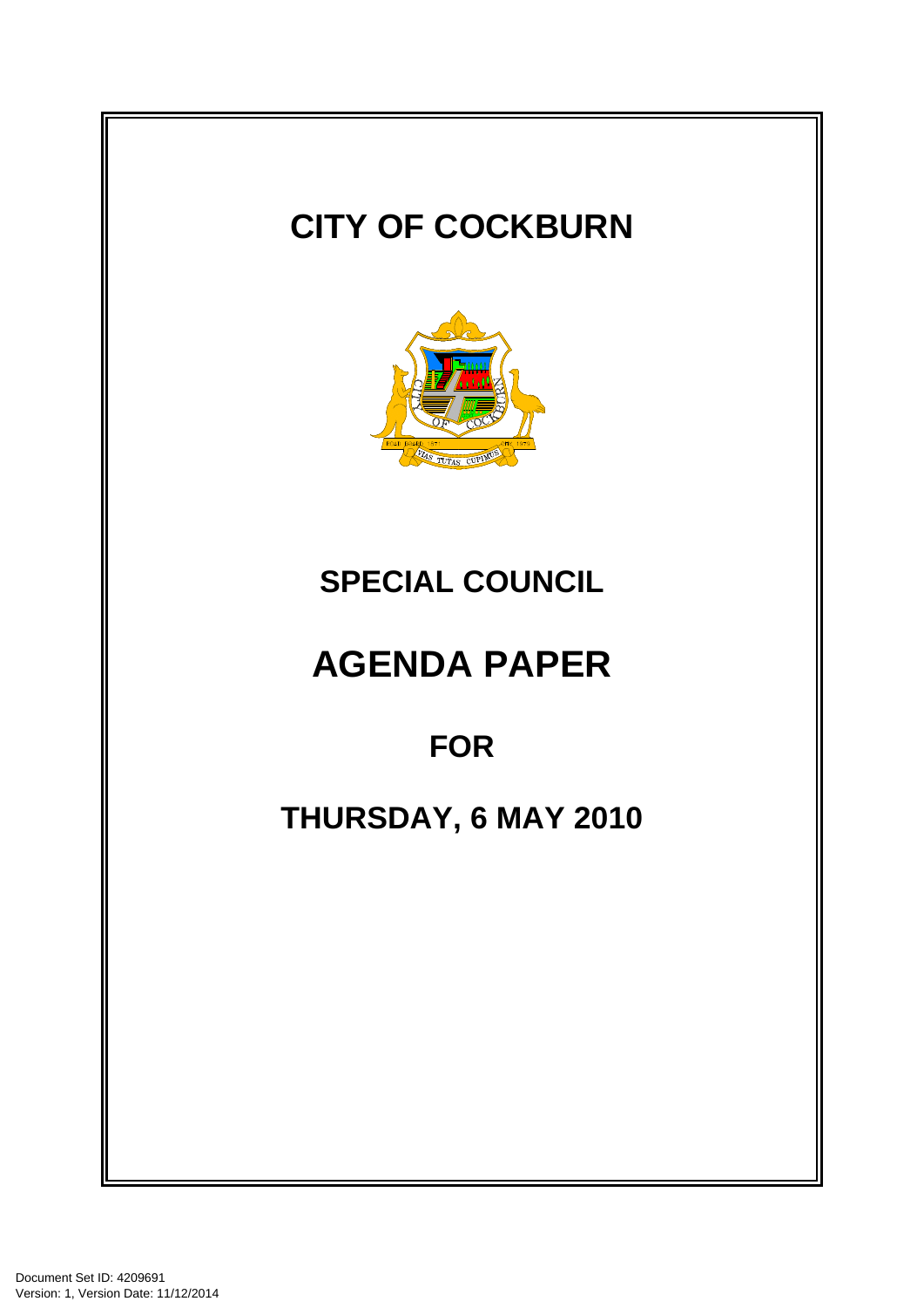# CITY OF COCKBURN

## SPECIAL COUNCIL

# AGENDA PAPER

## FOR

## THURSDAY, 6 MAY 2010

Document Set ID: 4209691
Version: 1, Version Date: 11/12/2014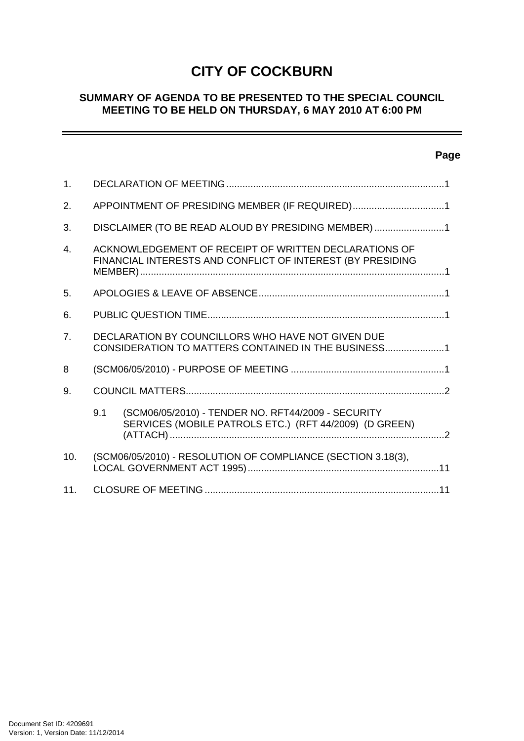# CITY OF COCKBURN

## SUMMARY OF AGENDA TO BE PRESENTED TO THE SPECIAL COUNCIL MEETING TO BE HELD ON THURSDAY, 6 MAY 2010 AT 6:00 PM

| | | Page |
|---|---|---|
| 1. | DECLARATION OF MEETING | 1 |
| 2. | APPOINTMENT OF PRESIDING MEMBER (IF REQUIRED) | 1 |
| 3. | DISCLAIMER (TO BE READ ALOUD BY PRESIDING MEMBER) | 1 |
| 4. | ACKNOWLEDGEMENT OF RECEIPT OF WRITTEN DECLARATIONS OF FINANCIAL INTERESTS AND CONFLICT OF INTEREST (BY PRESIDING MEMBER) | 1 |
| 5. | APOLOGIES & LEAVE OF ABSENCE | 1 |
| 6. | PUBLIC QUESTION TIME | 1 |
| 7. | DECLARATION BY COUNCILLORS WHO HAVE NOT GIVEN DUE CONSIDERATION TO MATTERS CONTAINED IN THE BUSINESS | 1 |
| 8 | (SCM06/05/2010) - PURPOSE OF MEETING | 1 |
| 9. | COUNCIL MATTERS | 2 |
| | 9.1 (SCM06/05/2010) - TENDER NO. RFT44/2009 - SECURITY SERVICES (MOBILE PATROLS ETC.) (RFT 44/2009) (D GREEN) (ATTACH) | 2 |
| 10. | (SCM06/05/2010) - RESOLUTION OF COMPLIANCE (SECTION 3.18(3), LOCAL GOVERNMENT ACT 1995) | 11 |
| 11. | CLOSURE OF MEETING | 11 |

Document Set ID: 4209691
Version: 1, Version Date: 11/12/2014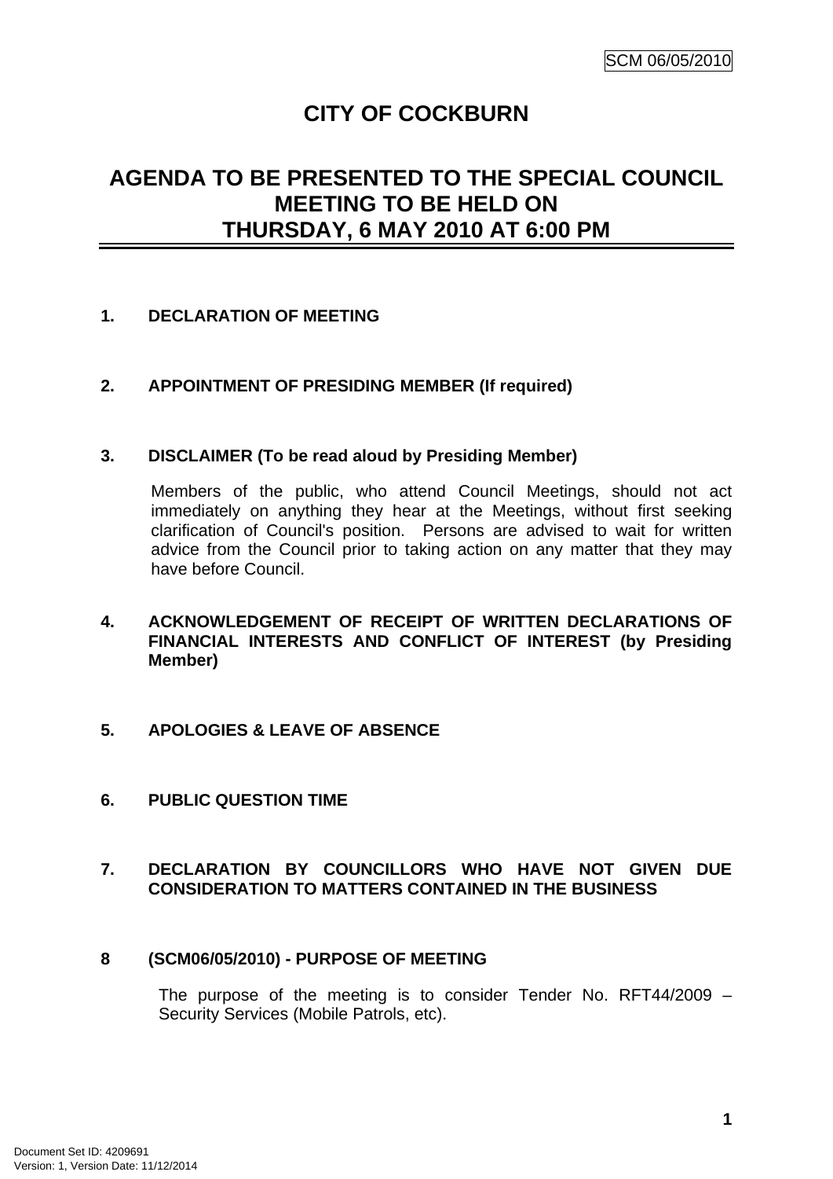# CITY OF COCKBURN

## AGENDA TO BE PRESENTED TO THE SPECIAL COUNCIL MEETING TO BE HELD ON THURSDAY, 6 MAY 2010 AT 6:00 PM

### 1. DECLARATION OF MEETING

### 2. APPOINTMENT OF PRESIDING MEMBER (If required)

### 3. DISCLAIMER (To be read aloud by Presiding Member)

Members of the public, who attend Council Meetings, should not act immediately on anything they hear at the Meetings, without first seeking clarification of Council's position. Persons are advised to wait for written advice from the Council prior to taking action on any matter that they may have before Council.

### 4. ACKNOWLEDGEMENT OF RECEIPT OF WRITTEN DECLARATIONS OF FINANCIAL INTERESTS AND CONFLICT OF INTEREST (by Presiding Member)

### 5. APOLOGIES & LEAVE OF ABSENCE

### 6. PUBLIC QUESTION TIME

### 7. DECLARATION BY COUNCILLORS WHO HAVE NOT GIVEN DUE CONSIDERATION TO MATTERS CONTAINED IN THE BUSINESS

### 8 (SCM06/05/2010) - PURPOSE OF MEETING

The purpose of the meeting is to consider Tender No. RFT44/2009 – Security Services (Mobile Patrols, etc).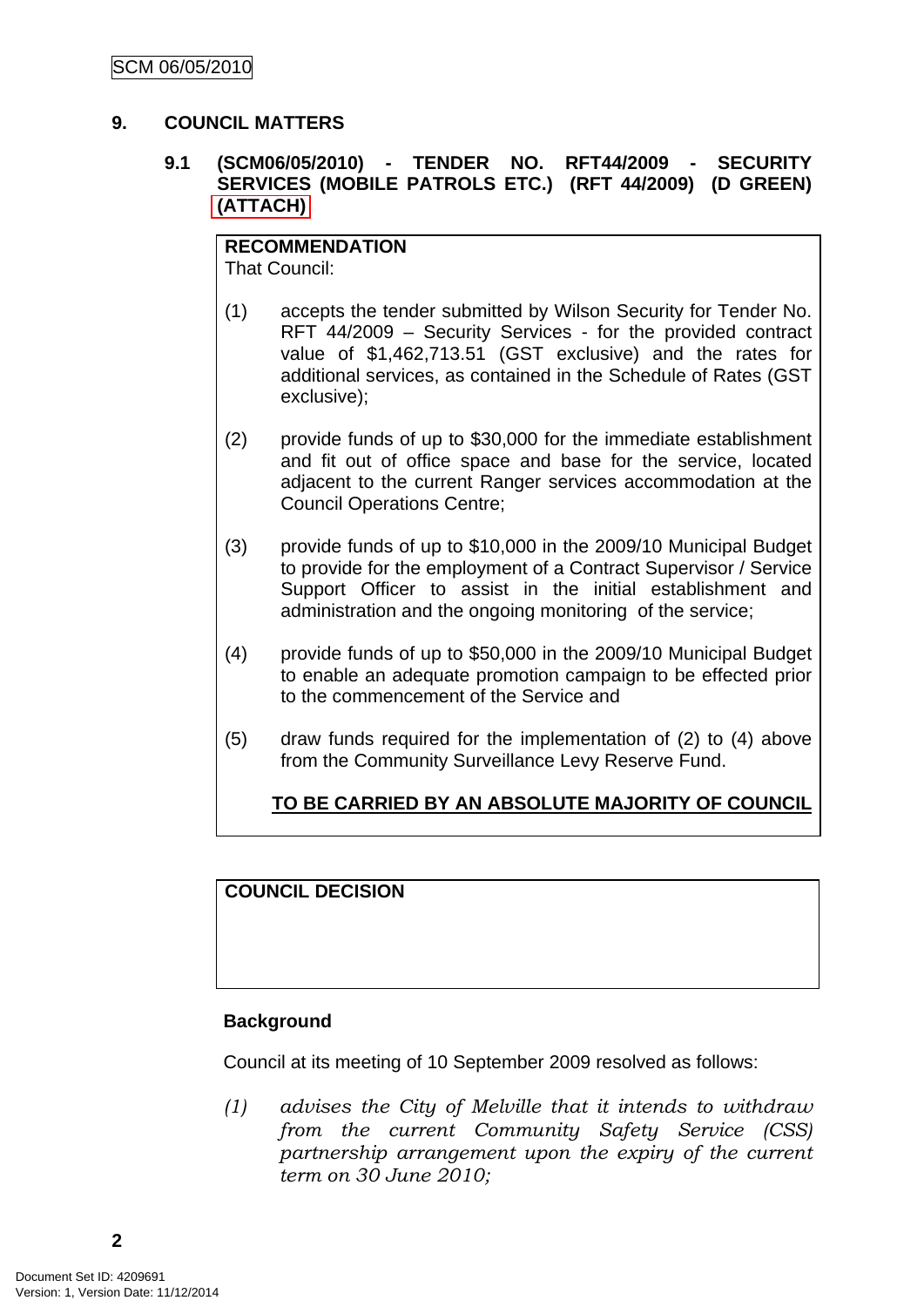## 9. COUNCIL MATTERS

### 9.1 (SCM06/05/2010) - TENDER NO. RFT44/2009 - SECURITY SERVICES (MOBILE PATROLS ETC.) (RFT 44/2009) (D GREEN) (ATTACH)

**RECOMMENDATION**
That Council:

(1) accepts the tender submitted by Wilson Security for Tender No. RFT 44/2009 – Security Services - for the provided contract value of $1,462,713.51 (GST exclusive) and the rates for additional services, as contained in the Schedule of Rates (GST exclusive);

(2) provide funds of up to $30,000 for the immediate establishment and fit out of office space and base for the service, located adjacent to the current Ranger services accommodation at the Council Operations Centre;

(3) provide funds of up to $10,000 in the 2009/10 Municipal Budget to provide for the employment of a Contract Supervisor / Service Support Officer to assist in the initial establishment and administration and the ongoing monitoring of the service;

(4) provide funds of up to $50,000 in the 2009/10 Municipal Budget to enable an adequate promotion campaign to be effected prior to the commencement of the Service and

(5) draw funds required for the implementation of (2) to (4) above from the Community Surveillance Levy Reserve Fund.

**TO BE CARRIED BY AN ABSOLUTE MAJORITY OF COUNCIL**

**COUNCIL DECISION**

**Background**

Council at its meeting of 10 September 2009 resolved as follows:

*(1) advises the City of Melville that it intends to withdraw from the current Community Safety Service (CSS) partnership arrangement upon the expiry of the current term on 30 June 2010;*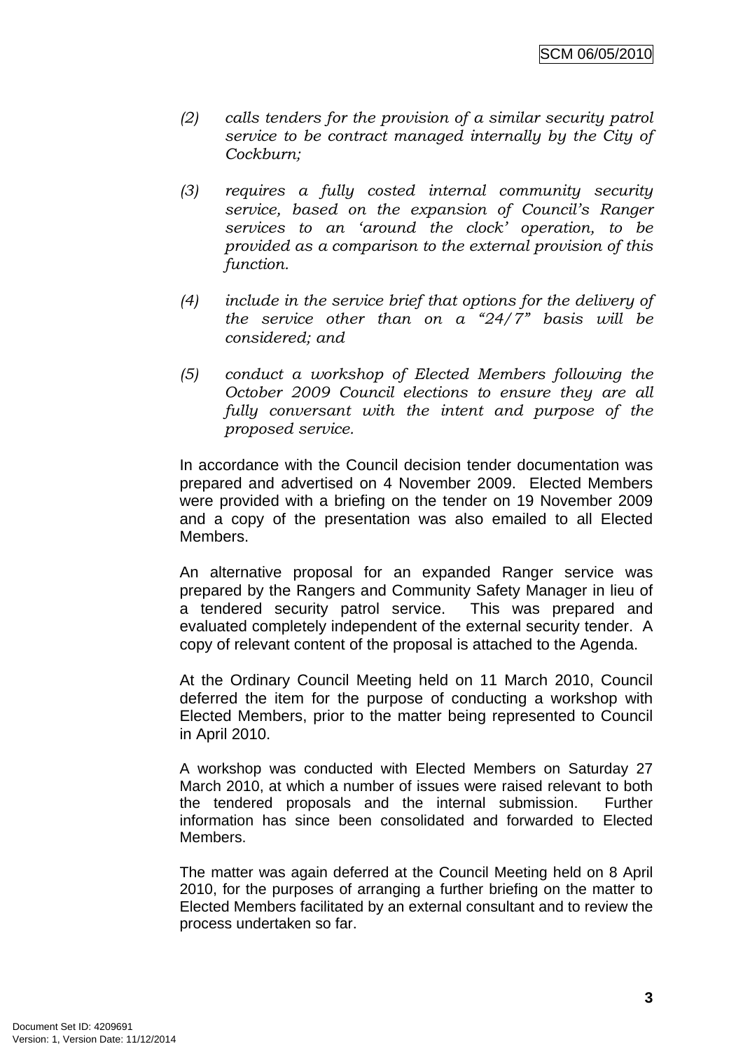*(2) calls tenders for the provision of a similar security patrol service to be contract managed internally by the City of Cockburn;*

*(3) requires a fully costed internal community security service, based on the expansion of Council's Ranger services to an 'around the clock' operation, to be provided as a comparison to the external provision of this function.*

*(4) include in the service brief that options for the delivery of the service other than on a "24/7" basis will be considered; and*

*(5) conduct a workshop of Elected Members following the October 2009 Council elections to ensure they are all fully conversant with the intent and purpose of the proposed service.*

In accordance with the Council decision tender documentation was prepared and advertised on 4 November 2009. Elected Members were provided with a briefing on the tender on 19 November 2009 and a copy of the presentation was also emailed to all Elected Members.

An alternative proposal for an expanded Ranger service was prepared by the Rangers and Community Safety Manager in lieu of a tendered security patrol service. This was prepared and evaluated completely independent of the external security tender. A copy of relevant content of the proposal is attached to the Agenda.

At the Ordinary Council Meeting held on 11 March 2010, Council deferred the item for the purpose of conducting a workshop with Elected Members, prior to the matter being represented to Council in April 2010.

A workshop was conducted with Elected Members on Saturday 27 March 2010, at which a number of issues were raised relevant to both the tendered proposals and the internal submission. Further information has since been consolidated and forwarded to Elected Members.

The matter was again deferred at the Council Meeting held on 8 April 2010, for the purposes of arranging a further briefing on the matter to Elected Members facilitated by an external consultant and to review the process undertaken so far.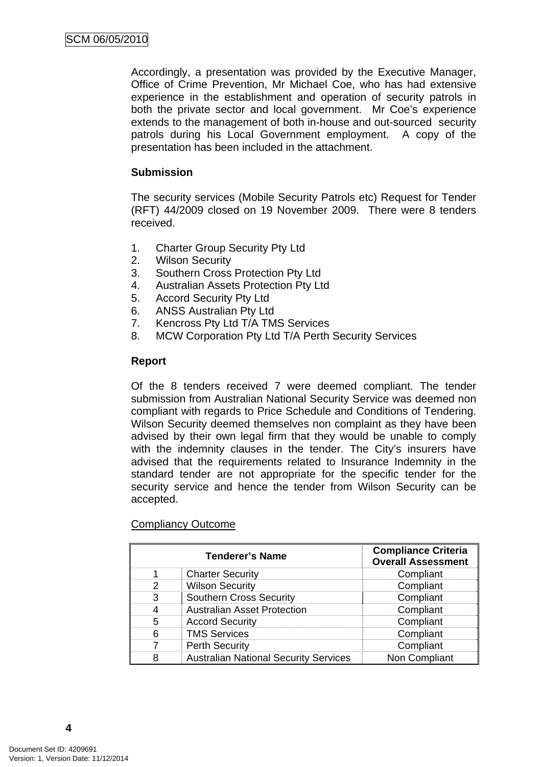Accordingly, a presentation was provided by the Executive Manager, Office of Crime Prevention, Mr Michael Coe, who has had extensive experience in the establishment and operation of security patrols in both the private sector and local government. Mr Coe's experience extends to the management of both in-house and out-sourced security patrols during his Local Government employment. A copy of the presentation has been included in the attachment.

**Submission**

The security services (Mobile Security Patrols etc) Request for Tender (RFT) 44/2009 closed on 19 November 2009. There were 8 tenders received.

1. Charter Group Security Pty Ltd
2. Wilson Security
3. Southern Cross Protection Pty Ltd
4. Australian Assets Protection Pty Ltd
5. Accord Security Pty Ltd
6. ANSS Australian Pty Ltd
7. Kencross Pty Ltd T/A TMS Services
8. MCW Corporation Pty Ltd T/A Perth Security Services

**Report**

Of the 8 tenders received 7 were deemed compliant. The tender submission from Australian National Security Service was deemed non compliant with regards to Price Schedule and Conditions of Tendering. Wilson Security deemed themselves non complaint as they have been advised by their own legal firm that they would be unable to comply with the indemnity clauses in the tender. The City's insurers have advised that the requirements related to Insurance Indemnity in the standard tender are not appropriate for the specific tender for the security service and hence the tender from Wilson Security can be accepted.

Compliancy Outcome

| Tenderer's Name | | Compliance Criteria Overall Assessment |
|---|---|---|
| 1 | Charter Security | Compliant |
| 2 | Wilson Security | Compliant |
| 3 | Southern Cross Security | Compliant |
| 4 | Australian Asset Protection | Compliant |
| 5 | Accord Security | Compliant |
| 6 | TMS Services | Compliant |
| 7 | Perth Security | Compliant |
| 8 | Australian National Security Services | Non Compliant |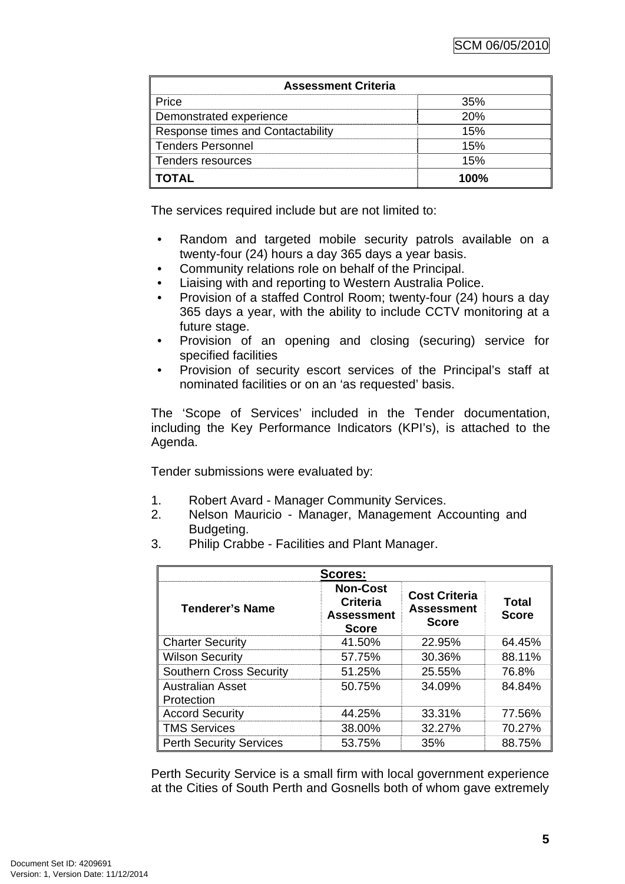| Assessment Criteria | |
|---|---|
| Price | 35% |
| Demonstrated experience | 20% |
| Response times and Contactability | 15% |
| Tenders Personnel | 15% |
| Tenders resources | 15% |
| **TOTAL** | **100%** |

The services required include but are not limited to:

- Random and targeted mobile security patrols available on a twenty-four (24) hours a day 365 days a year basis.
- Community relations role on behalf of the Principal.
- Liaising with and reporting to Western Australia Police.
- Provision of a staffed Control Room; twenty-four (24) hours a day 365 days a year, with the ability to include CCTV monitoring at a future stage.
- Provision of an opening and closing (securing) service for specified facilities
- Provision of security escort services of the Principal's staff at nominated facilities or on an 'as requested' basis.

The 'Scope of Services' included in the Tender documentation, including the Key Performance Indicators (KPI's), is attached to the Agenda.

Tender submissions were evaluated by:

1. Robert Avard - Manager Community Services.
2. Nelson Mauricio - Manager, Management Accounting and Budgeting.
3. Philip Crabbe - Facilities and Plant Manager.

| Scores: | | | |
|---|---|---|---|
| **Tenderer's Name** | **Non-Cost Criteria Assessment Score** | **Cost Criteria Assessment Score** | **Total Score** |
| Charter Security | 41.50% | 22.95% | 64.45% |
| Wilson Security | 57.75% | 30.36% | 88.11% |
| Southern Cross Security | 51.25% | 25.55% | 76.8% |
| Australian Asset Protection | 50.75% | 34.09% | 84.84% |
| Accord Security | 44.25% | 33.31% | 77.56% |
| TMS Services | 38.00% | 32.27% | 70.27% |
| Perth Security Services | 53.75% | 35% | 88.75% |

Perth Security Service is a small firm with local government experience at the Cities of South Perth and Gosnells both of whom gave extremely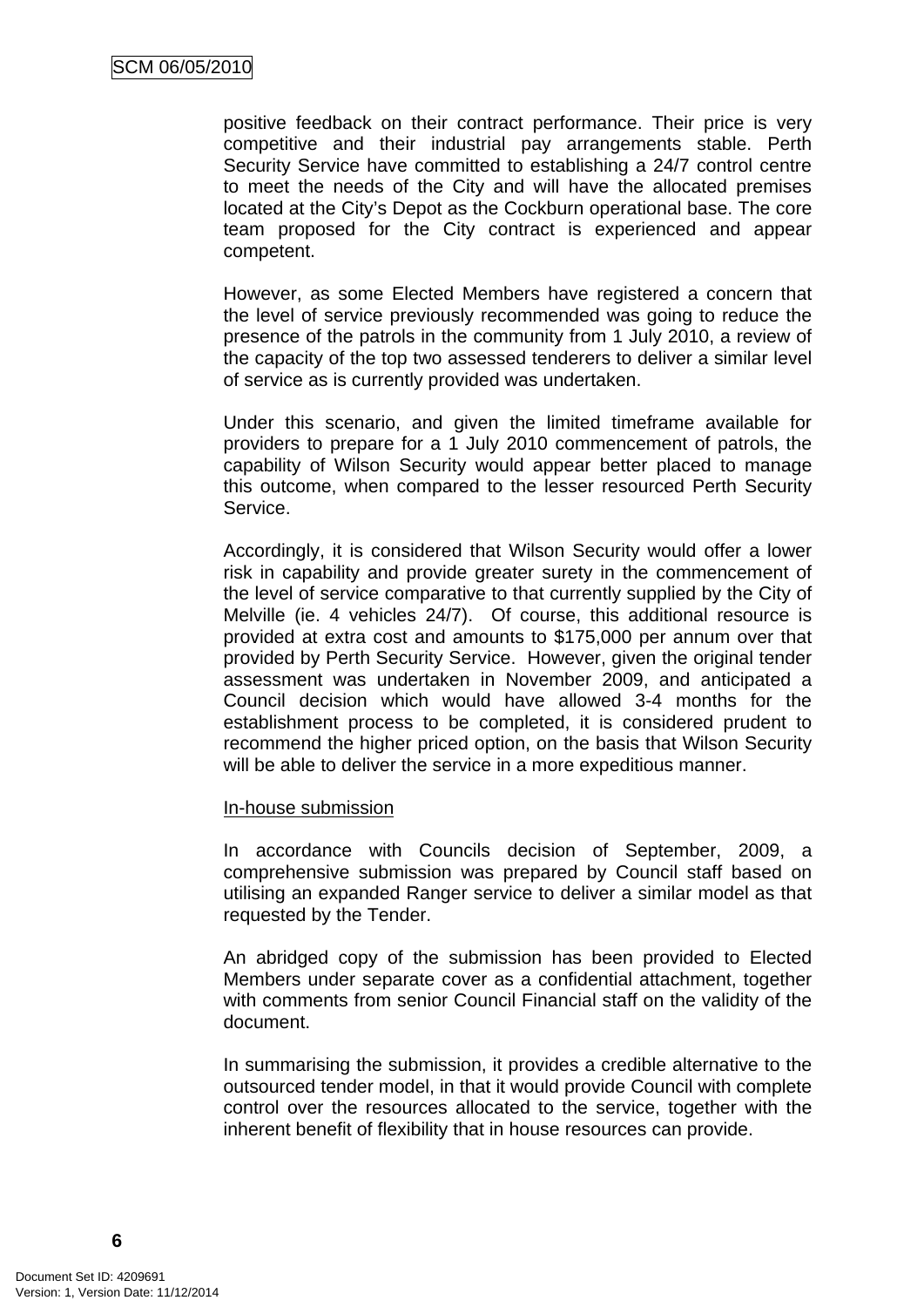positive feedback on their contract performance. Their price is very competitive and their industrial pay arrangements stable. Perth Security Service have committed to establishing a 24/7 control centre to meet the needs of the City and will have the allocated premises located at the City's Depot as the Cockburn operational base. The core team proposed for the City contract is experienced and appear competent.

However, as some Elected Members have registered a concern that the level of service previously recommended was going to reduce the presence of the patrols in the community from 1 July 2010, a review of the capacity of the top two assessed tenderers to deliver a similar level of service as is currently provided was undertaken.

Under this scenario, and given the limited timeframe available for providers to prepare for a 1 July 2010 commencement of patrols, the capability of Wilson Security would appear better placed to manage this outcome, when compared to the lesser resourced Perth Security Service.

Accordingly, it is considered that Wilson Security would offer a lower risk in capability and provide greater surety in the commencement of the level of service comparative to that currently supplied by the City of Melville (ie. 4 vehicles 24/7). Of course, this additional resource is provided at extra cost and amounts to $175,000 per annum over that provided by Perth Security Service. However, given the original tender assessment was undertaken in November 2009, and anticipated a Council decision which would have allowed 3-4 months for the establishment process to be completed, it is considered prudent to recommend the higher priced option, on the basis that Wilson Security will be able to deliver the service in a more expeditious manner.

<u>In-house submission</u>

In accordance with Councils decision of September, 2009, a comprehensive submission was prepared by Council staff based on utilising an expanded Ranger service to deliver a similar model as that requested by the Tender.

An abridged copy of the submission has been provided to Elected Members under separate cover as a confidential attachment, together with comments from senior Council Financial staff on the validity of the document.

In summarising the submission, it provides a credible alternative to the outsourced tender model, in that it would provide Council with complete control over the resources allocated to the service, together with the inherent benefit of flexibility that in house resources can provide.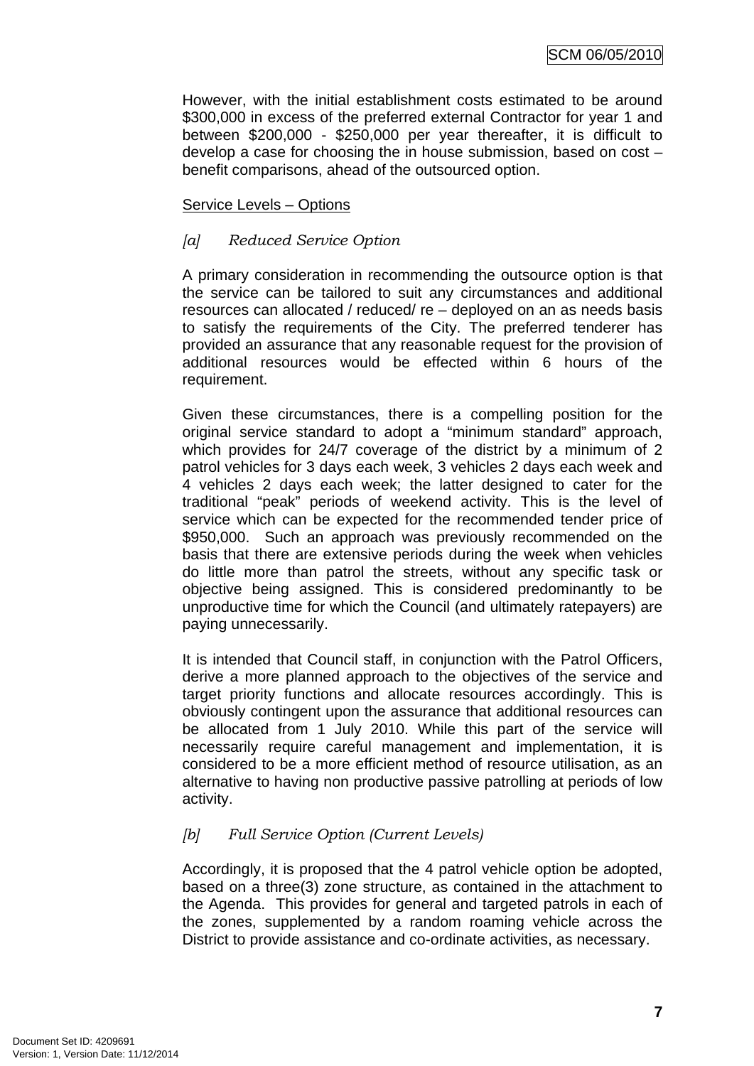However, with the initial establishment costs estimated to be around $300,000 in excess of the preferred external Contractor for year 1 and between $200,000 - $250,000 per year thereafter, it is difficult to develop a case for choosing the in house submission, based on cost – benefit comparisons, ahead of the outsourced option.

<u>Service Levels – Options</u>

*[a] Reduced Service Option*

A primary consideration in recommending the outsource option is that the service can be tailored to suit any circumstances and additional resources can allocated / reduced/ re – deployed on an as needs basis to satisfy the requirements of the City. The preferred tenderer has provided an assurance that any reasonable request for the provision of additional resources would be effected within 6 hours of the requirement.

Given these circumstances, there is a compelling position for the original service standard to adopt a "minimum standard" approach, which provides for 24/7 coverage of the district by a minimum of 2 patrol vehicles for 3 days each week, 3 vehicles 2 days each week and 4 vehicles 2 days each week; the latter designed to cater for the traditional "peak" periods of weekend activity. This is the level of service which can be expected for the recommended tender price of $950,000. Such an approach was previously recommended on the basis that there are extensive periods during the week when vehicles do little more than patrol the streets, without any specific task or objective being assigned. This is considered predominantly to be unproductive time for which the Council (and ultimately ratepayers) are paying unnecessarily.

It is intended that Council staff, in conjunction with the Patrol Officers, derive a more planned approach to the objectives of the service and target priority functions and allocate resources accordingly. This is obviously contingent upon the assurance that additional resources can be allocated from 1 July 2010. While this part of the service will necessarily require careful management and implementation, it is considered to be a more efficient method of resource utilisation, as an alternative to having non productive passive patrolling at periods of low activity.

*[b] Full Service Option (Current Levels)*

Accordingly, it is proposed that the 4 patrol vehicle option be adopted, based on a three(3) zone structure, as contained in the attachment to the Agenda. This provides for general and targeted patrols in each of the zones, supplemented by a random roaming vehicle across the District to provide assistance and co-ordinate activities, as necessary.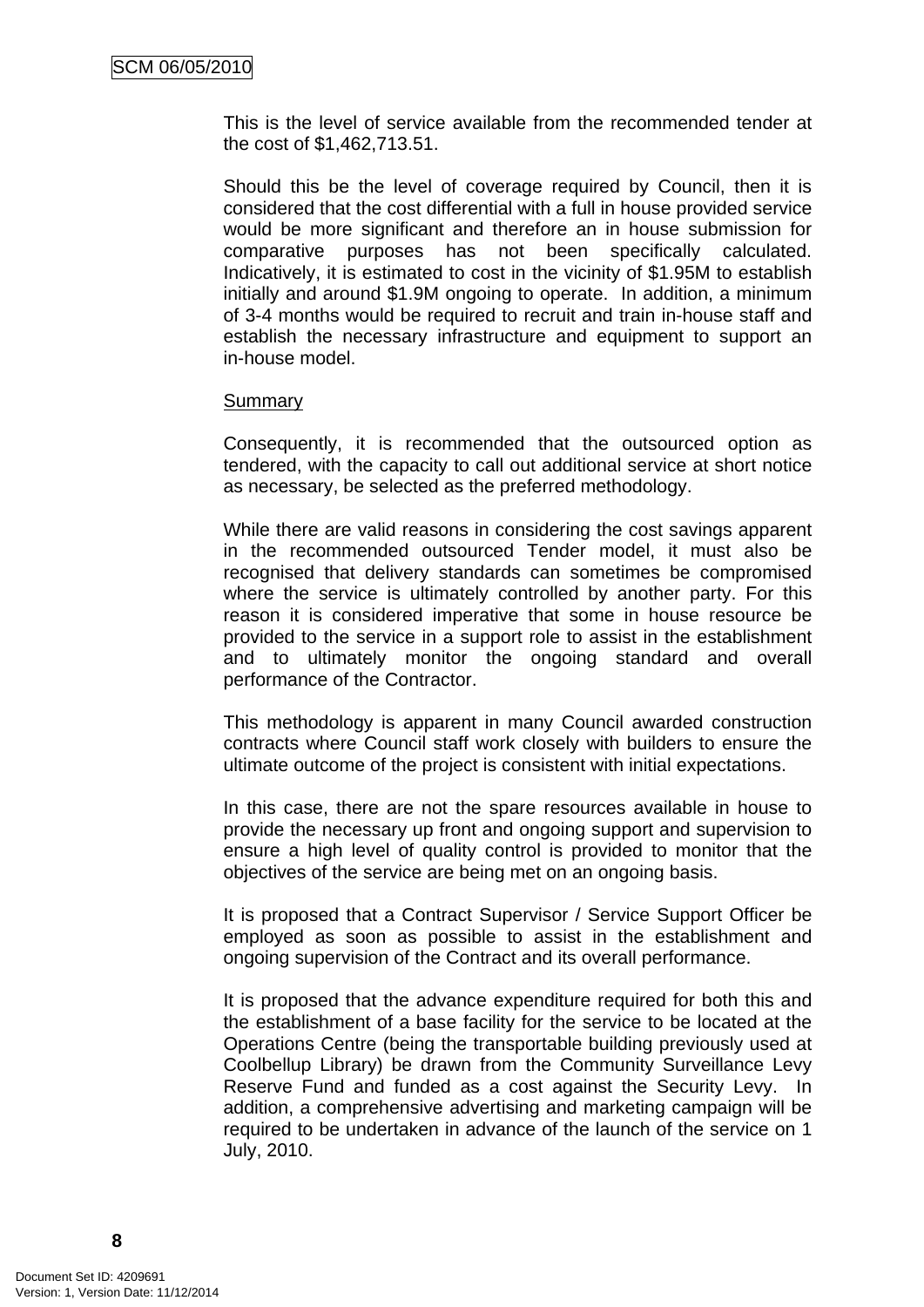This is the level of service available from the recommended tender at the cost of $1,462,713.51.

Should this be the level of coverage required by Council, then it is considered that the cost differential with a full in house provided service would be more significant and therefore an in house submission for comparative purposes has not been specifically calculated. Indicatively, it is estimated to cost in the vicinity of $1.95M to establish initially and around $1.9M ongoing to operate. In addition, a minimum of 3-4 months would be required to recruit and train in-house staff and establish the necessary infrastructure and equipment to support an in-house model.

Summary

Consequently, it is recommended that the outsourced option as tendered, with the capacity to call out additional service at short notice as necessary, be selected as the preferred methodology.

While there are valid reasons in considering the cost savings apparent in the recommended outsourced Tender model, it must also be recognised that delivery standards can sometimes be compromised where the service is ultimately controlled by another party. For this reason it is considered imperative that some in house resource be provided to the service in a support role to assist in the establishment and to ultimately monitor the ongoing standard and overall performance of the Contractor.

This methodology is apparent in many Council awarded construction contracts where Council staff work closely with builders to ensure the ultimate outcome of the project is consistent with initial expectations.

In this case, there are not the spare resources available in house to provide the necessary up front and ongoing support and supervision to ensure a high level of quality control is provided to monitor that the objectives of the service are being met on an ongoing basis.

It is proposed that a Contract Supervisor / Service Support Officer be employed as soon as possible to assist in the establishment and ongoing supervision of the Contract and its overall performance.

It is proposed that the advance expenditure required for both this and the establishment of a base facility for the service to be located at the Operations Centre (being the transportable building previously used at Coolbellup Library) be drawn from the Community Surveillance Levy Reserve Fund and funded as a cost against the Security Levy. In addition, a comprehensive advertising and marketing campaign will be required to be undertaken in advance of the launch of the service on 1 July, 2010.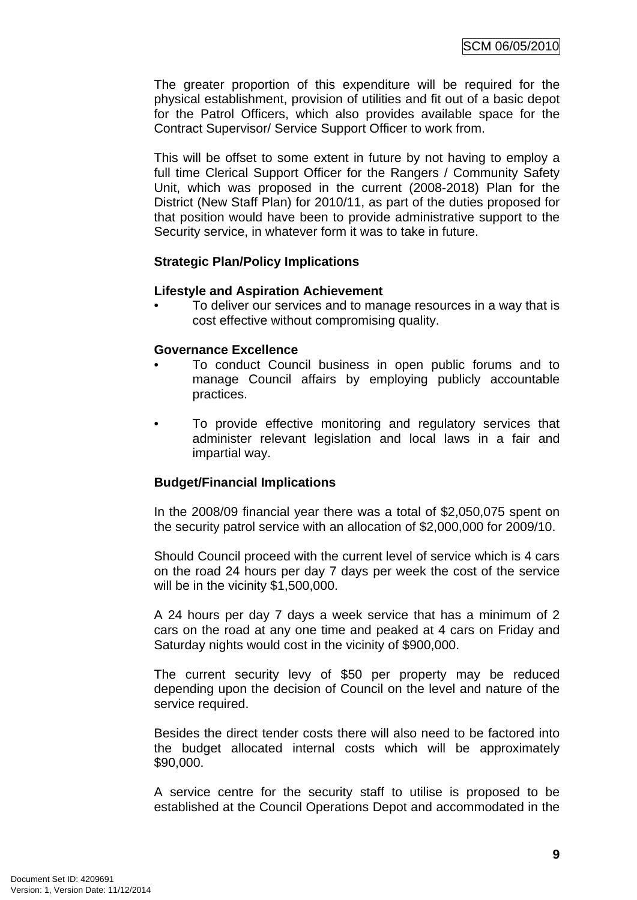The greater proportion of this expenditure will be required for the physical establishment, provision of utilities and fit out of a basic depot for the Patrol Officers, which also provides available space for the Contract Supervisor/ Service Support Officer to work from.

This will be offset to some extent in future by not having to employ a full time Clerical Support Officer for the Rangers / Community Safety Unit, which was proposed in the current (2008-2018) Plan for the District (New Staff Plan) for 2010/11, as part of the duties proposed for that position would have been to provide administrative support to the Security service, in whatever form it was to take in future.

**Strategic Plan/Policy Implications**

**Lifestyle and Aspiration Achievement**

- To deliver our services and to manage resources in a way that is cost effective without compromising quality.

**Governance Excellence**

- To conduct Council business in open public forums and to manage Council affairs by employing publicly accountable practices.

- To provide effective monitoring and regulatory services that administer relevant legislation and local laws in a fair and impartial way.

**Budget/Financial Implications**

In the 2008/09 financial year there was a total of $2,050,075 spent on the security patrol service with an allocation of $2,000,000 for 2009/10.

Should Council proceed with the current level of service which is 4 cars on the road 24 hours per day 7 days per week the cost of the service will be in the vicinity $1,500,000.

A 24 hours per day 7 days a week service that has a minimum of 2 cars on the road at any one time and peaked at 4 cars on Friday and Saturday nights would cost in the vicinity of $900,000.

The current security levy of $50 per property may be reduced depending upon the decision of Council on the level and nature of the service required.

Besides the direct tender costs there will also need to be factored into the budget allocated internal costs which will be approximately $90,000.

A service centre for the security staff to utilise is proposed to be established at the Council Operations Depot and accommodated in the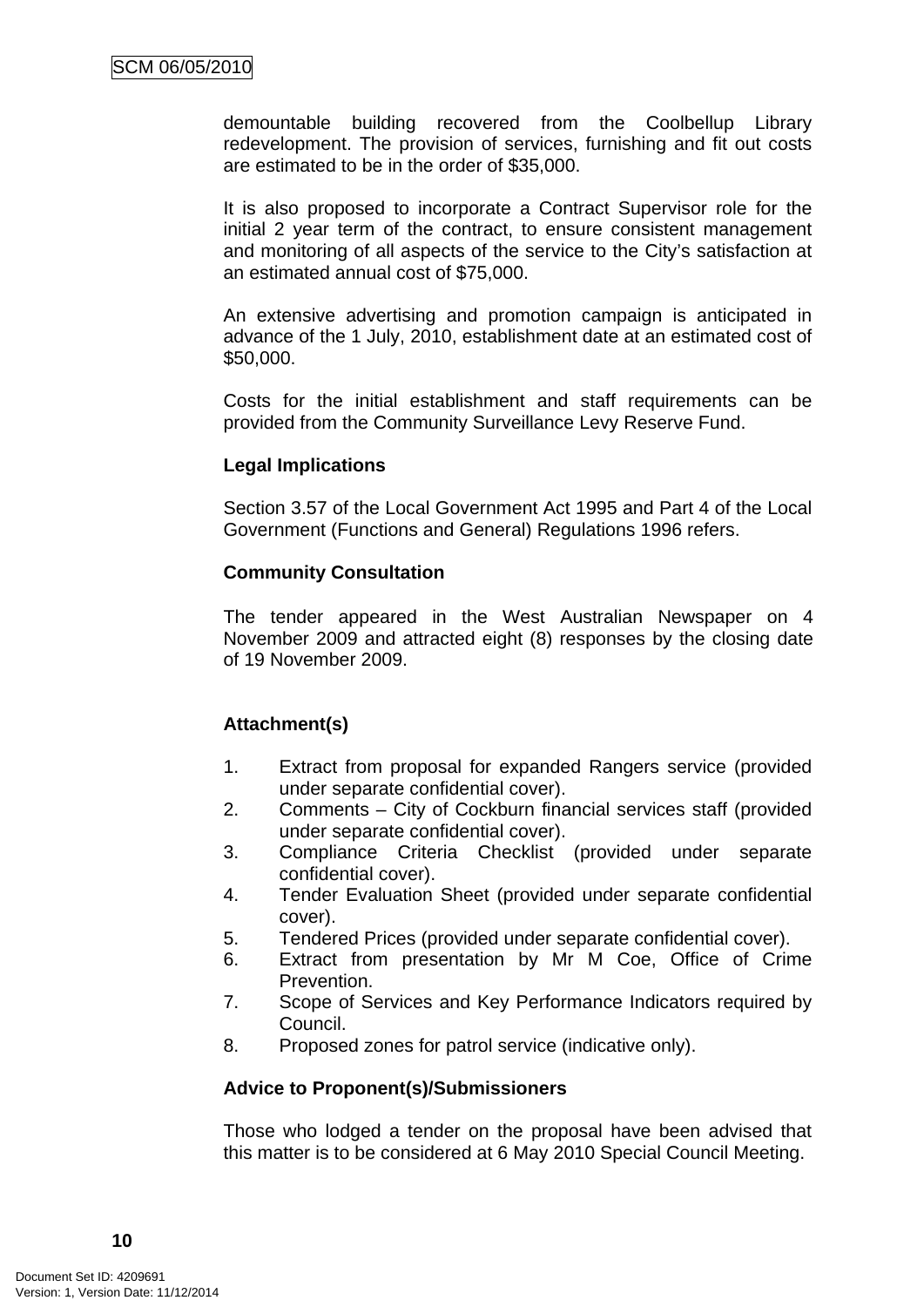demountable building recovered from the Coolbellup Library redevelopment. The provision of services, furnishing and fit out costs are estimated to be in the order of $35,000.

It is also proposed to incorporate a Contract Supervisor role for the initial 2 year term of the contract, to ensure consistent management and monitoring of all aspects of the service to the City's satisfaction at an estimated annual cost of $75,000.

An extensive advertising and promotion campaign is anticipated in advance of the 1 July, 2010, establishment date at an estimated cost of $50,000.

Costs for the initial establishment and staff requirements can be provided from the Community Surveillance Levy Reserve Fund.

**Legal Implications**

Section 3.57 of the Local Government Act 1995 and Part 4 of the Local Government (Functions and General) Regulations 1996 refers.

**Community Consultation**

The tender appeared in the West Australian Newspaper on 4 November 2009 and attracted eight (8) responses by the closing date of 19 November 2009.

**Attachment(s)**

1. Extract from proposal for expanded Rangers service (provided under separate confidential cover).
2. Comments – City of Cockburn financial services staff (provided under separate confidential cover).
3. Compliance Criteria Checklist (provided under separate confidential cover).
4. Tender Evaluation Sheet (provided under separate confidential cover).
5. Tendered Prices (provided under separate confidential cover).
6. Extract from presentation by Mr M Coe, Office of Crime Prevention.
7. Scope of Services and Key Performance Indicators required by Council.
8. Proposed zones for patrol service (indicative only).

**Advice to Proponent(s)/Submissioners**

Those who lodged a tender on the proposal have been advised that this matter is to be considered at 6 May 2010 Special Council Meeting.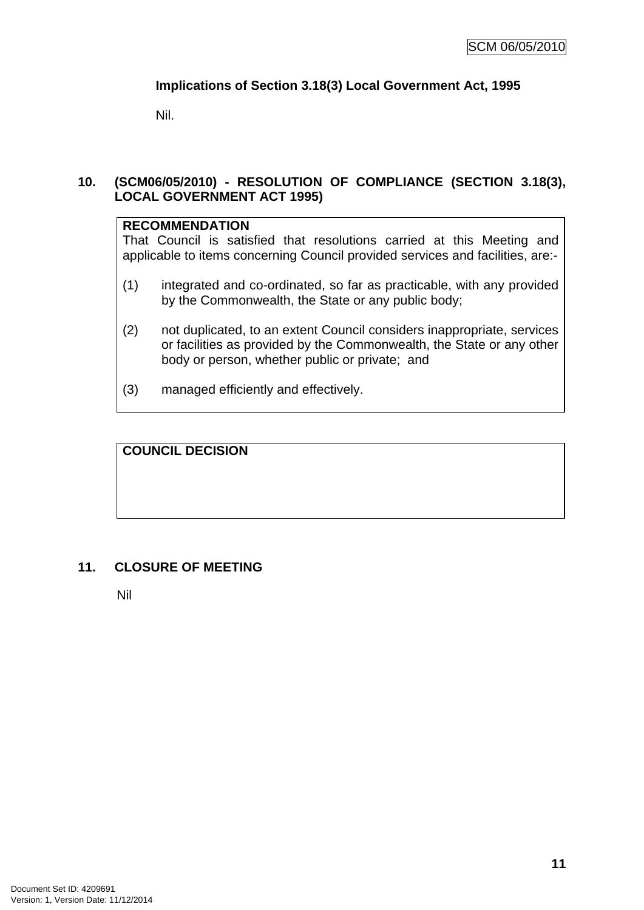**Implications of Section 3.18(3) Local Government Act, 1995**

Nil.

## 10. (SCM06/05/2010) - RESOLUTION OF COMPLIANCE (SECTION 3.18(3), LOCAL GOVERNMENT ACT 1995)

**RECOMMENDATION**

That Council is satisfied that resolutions carried at this Meeting and applicable to items concerning Council provided services and facilities, are:-

(1) integrated and co-ordinated, so far as practicable, with any provided by the Commonwealth, the State or any public body;

(2) not duplicated, to an extent Council considers inappropriate, services or facilities as provided by the Commonwealth, the State or any other body or person, whether public or private; and

(3) managed efficiently and effectively.

**COUNCIL DECISION**

## 11. CLOSURE OF MEETING

Nil

Document Set ID: 4209691
Version: 1, Version Date: 11/12/2014